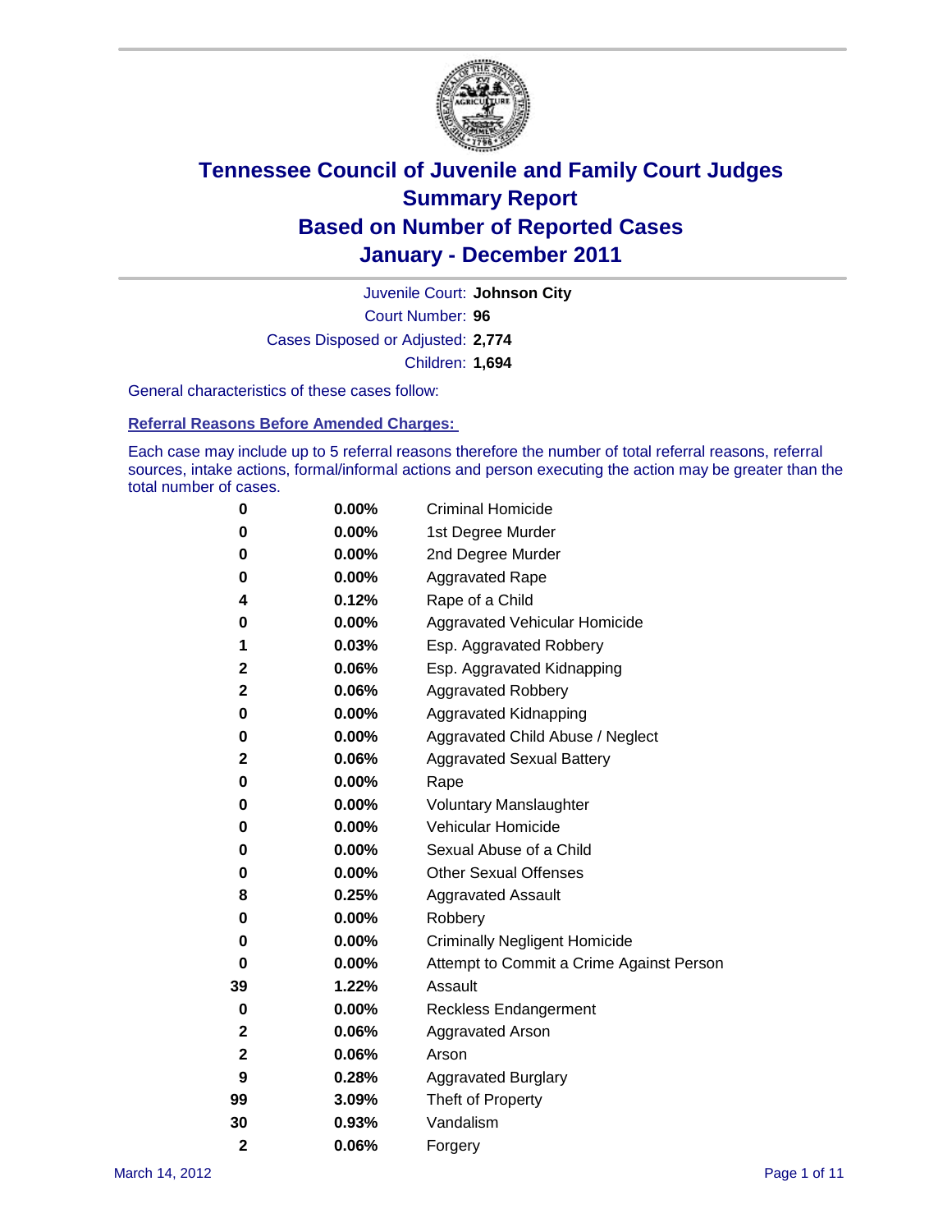# Tennessee Council of Juvenile and Family Court Judges
## Summary Report
## Based on Number of Reported Cases
## January - December 2011

Juvenile Court: **Johnson City**

Court Number: **96**

Cases Disposed or Adjusted: **2,774**

Children: **1,694**

General characteristics of these cases follow:

### Referral Reasons Before Amended Charges:

Each case may include up to 5 referral reasons therefore the number of total referral reasons, referral sources, intake actions, formal/informal actions and person executing the action may be greater than the total number of cases.

| Count | Percent | Referral Reason |
|---|---|---|
| 0 | 0.00% | Criminal Homicide |
| 0 | 0.00% | 1st Degree Murder |
| 0 | 0.00% | 2nd Degree Murder |
| 0 | 0.00% | Aggravated Rape |
| 4 | 0.12% | Rape of a Child |
| 0 | 0.00% | Aggravated Vehicular Homicide |
| 1 | 0.03% | Esp. Aggravated Robbery |
| 2 | 0.06% | Esp. Aggravated Kidnapping |
| 2 | 0.06% | Aggravated Robbery |
| 0 | 0.00% | Aggravated Kidnapping |
| 0 | 0.00% | Aggravated Child Abuse / Neglect |
| 2 | 0.06% | Aggravated Sexual Battery |
| 0 | 0.00% | Rape |
| 0 | 0.00% | Voluntary Manslaughter |
| 0 | 0.00% | Vehicular Homicide |
| 0 | 0.00% | Sexual Abuse of a Child |
| 0 | 0.00% | Other Sexual Offenses |
| 8 | 0.25% | Aggravated Assault |
| 0 | 0.00% | Robbery |
| 0 | 0.00% | Criminally Negligent Homicide |
| 0 | 0.00% | Attempt to Commit a Crime Against Person |
| 39 | 1.22% | Assault |
| 0 | 0.00% | Reckless Endangerment |
| 2 | 0.06% | Aggravated Arson |
| 2 | 0.06% | Arson |
| 9 | 0.28% | Aggravated Burglary |
| 99 | 3.09% | Theft of Property |
| 30 | 0.93% | Vandalism |
| 2 | 0.06% | Forgery |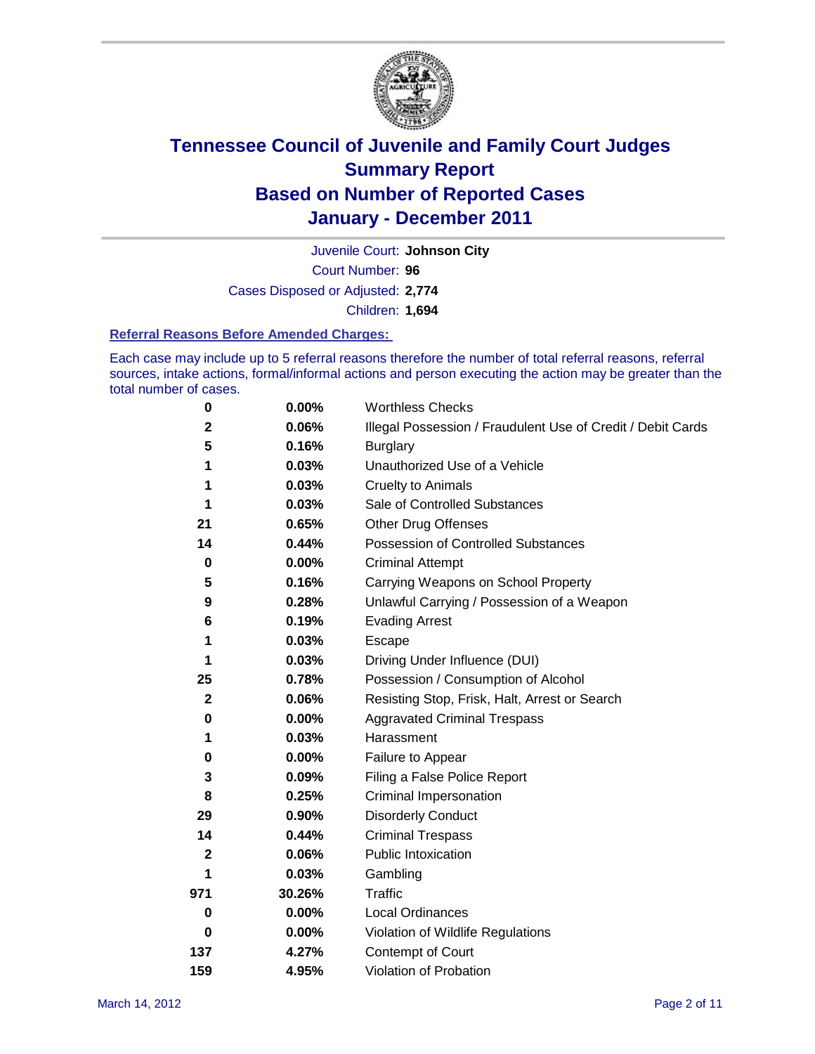# Tennessee Council of Juvenile and Family Court Judges
## Summary Report
## Based on Number of Reported Cases
## January - December 2011

Juvenile Court: **Johnson City**

Court Number: **96**

Cases Disposed or Adjusted: **2,774**

Children: **1,694**

### Referral Reasons Before Amended Charges:

Each case may include up to 5 referral reasons therefore the number of total referral reasons, referral sources, intake actions, formal/informal actions and person executing the action may be greater than the total number of cases.

| | | |
|---|---|---|
| 0 | 0.00% | Worthless Checks |
| 2 | 0.06% | Illegal Possession / Fraudulent Use of Credit / Debit Cards |
| 5 | 0.16% | Burglary |
| 1 | 0.03% | Unauthorized Use of a Vehicle |
| 1 | 0.03% | Cruelty to Animals |
| 1 | 0.03% | Sale of Controlled Substances |
| 21 | 0.65% | Other Drug Offenses |
| 14 | 0.44% | Possession of Controlled Substances |
| 0 | 0.00% | Criminal Attempt |
| 5 | 0.16% | Carrying Weapons on School Property |
| 9 | 0.28% | Unlawful Carrying / Possession of a Weapon |
| 6 | 0.19% | Evading Arrest |
| 1 | 0.03% | Escape |
| 1 | 0.03% | Driving Under Influence (DUI) |
| 25 | 0.78% | Possession / Consumption of Alcohol |
| 2 | 0.06% | Resisting Stop, Frisk, Halt, Arrest or Search |
| 0 | 0.00% | Aggravated Criminal Trespass |
| 1 | 0.03% | Harassment |
| 0 | 0.00% | Failure to Appear |
| 3 | 0.09% | Filing a False Police Report |
| 8 | 0.25% | Criminal Impersonation |
| 29 | 0.90% | Disorderly Conduct |
| 14 | 0.44% | Criminal Trespass |
| 2 | 0.06% | Public Intoxication |
| 1 | 0.03% | Gambling |
| 971 | 30.26% | Traffic |
| 0 | 0.00% | Local Ordinances |
| 0 | 0.00% | Violation of Wildlife Regulations |
| 137 | 4.27% | Contempt of Court |
| 159 | 4.95% | Violation of Probation |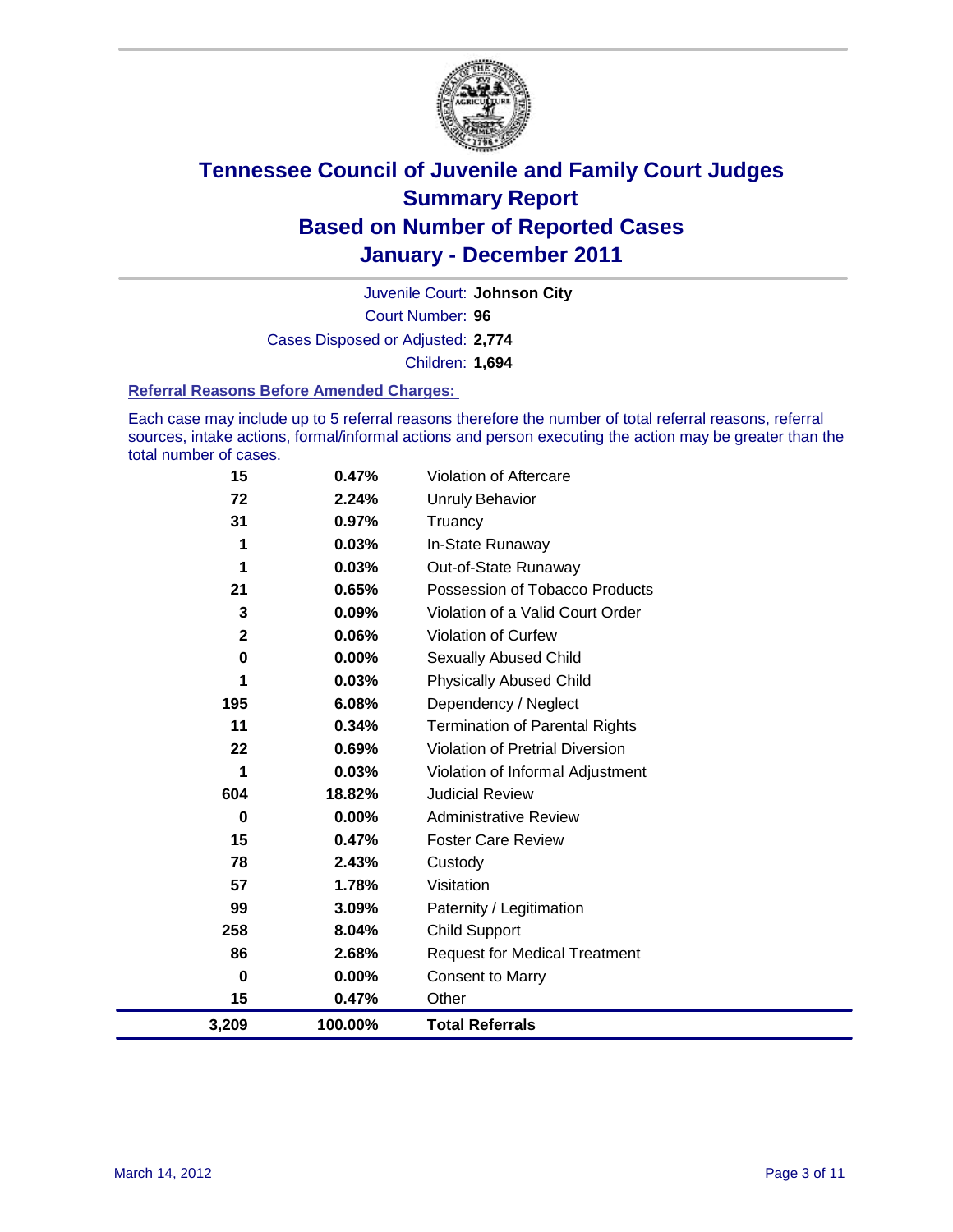# Tennessee Council of Juvenile and Family Court Judges
# Summary Report
# Based on Number of Reported Cases
# January - December 2011

Juvenile Court: **Johnson City**

Court Number: **96**

Cases Disposed or Adjusted: **2,774**

Children: **1,694**

### Referral Reasons Before Amended Charges:

Each case may include up to 5 referral reasons therefore the number of total referral reasons, referral sources, intake actions, formal/informal actions and person executing the action may be greater than the total number of cases.

| | | |
|---|---|---|
| 15 | 0.47% | Violation of Aftercare |
| 72 | 2.24% | Unruly Behavior |
| 31 | 0.97% | Truancy |
| 1 | 0.03% | In-State Runaway |
| 1 | 0.03% | Out-of-State Runaway |
| 21 | 0.65% | Possession of Tobacco Products |
| 3 | 0.09% | Violation of a Valid Court Order |
| 2 | 0.06% | Violation of Curfew |
| 0 | 0.00% | Sexually Abused Child |
| 1 | 0.03% | Physically Abused Child |
| 195 | 6.08% | Dependency / Neglect |
| 11 | 0.34% | Termination of Parental Rights |
| 22 | 0.69% | Violation of Pretrial Diversion |
| 1 | 0.03% | Violation of Informal Adjustment |
| 604 | 18.82% | Judicial Review |
| 0 | 0.00% | Administrative Review |
| 15 | 0.47% | Foster Care Review |
| 78 | 2.43% | Custody |
| 57 | 1.78% | Visitation |
| 99 | 3.09% | Paternity / Legitimation |
| 258 | 8.04% | Child Support |
| 86 | 2.68% | Request for Medical Treatment |
| 0 | 0.00% | Consent to Marry |
| 15 | 0.47% | Other |
| **3,209** | **100.00%** | **Total Referrals** |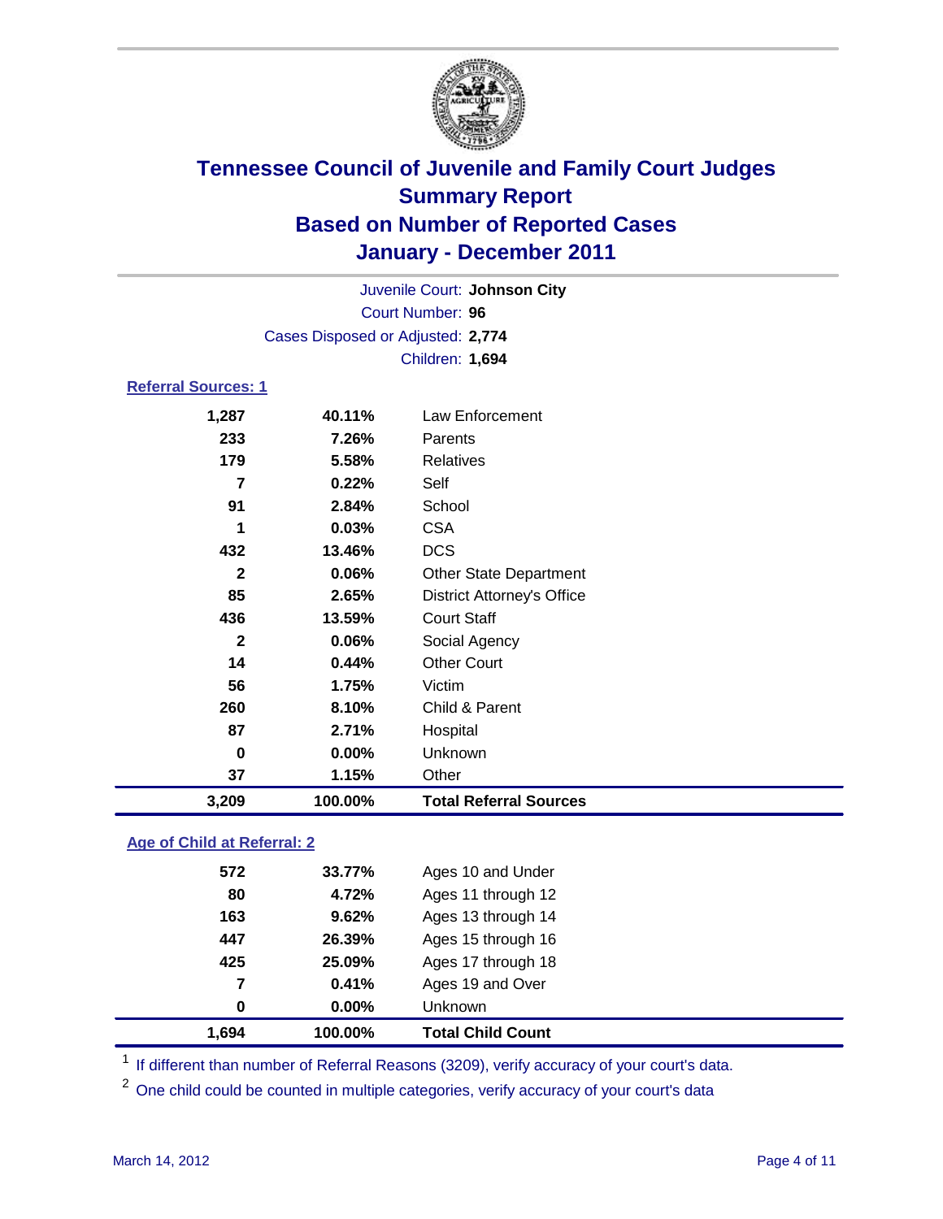# Tennessee Council of Juvenile and Family Court Judges
## Summary Report
## Based on Number of Reported Cases
## January - December 2011

Juvenile Court: **Johnson City**
Court Number: **96**
Cases Disposed or Adjusted: **2,774**
Children: **1,694**

### Referral Sources: 1

| | | |
|---|---|---|
| 1,287 | 40.11% | Law Enforcement |
| 233 | 7.26% | Parents |
| 179 | 5.58% | Relatives |
| 7 | 0.22% | Self |
| 91 | 2.84% | School |
| 1 | 0.03% | CSA |
| 432 | 13.46% | DCS |
| 2 | 0.06% | Other State Department |
| 85 | 2.65% | District Attorney's Office |
| 436 | 13.59% | Court Staff |
| 2 | 0.06% | Social Agency |
| 14 | 0.44% | Other Court |
| 56 | 1.75% | Victim |
| 260 | 8.10% | Child & Parent |
| 87 | 2.71% | Hospital |
| 0 | 0.00% | Unknown |
| 37 | 1.15% | Other |
| **3,209** | **100.00%** | **Total Referral Sources** |

### Age of Child at Referral: 2

| | | |
|---|---|---|
| 572 | 33.77% | Ages 10 and Under |
| 80 | 4.72% | Ages 11 through 12 |
| 163 | 9.62% | Ages 13 through 14 |
| 447 | 26.39% | Ages 15 through 16 |
| 425 | 25.09% | Ages 17 through 18 |
| 7 | 0.41% | Ages 19 and Over |
| 0 | 0.00% | Unknown |
| **1,694** | **100.00%** | **Total Child Count** |

[1] If different than number of Referral Reasons (3209), verify accuracy of your court's data.

[2] One child could be counted in multiple categories, verify accuracy of your court's data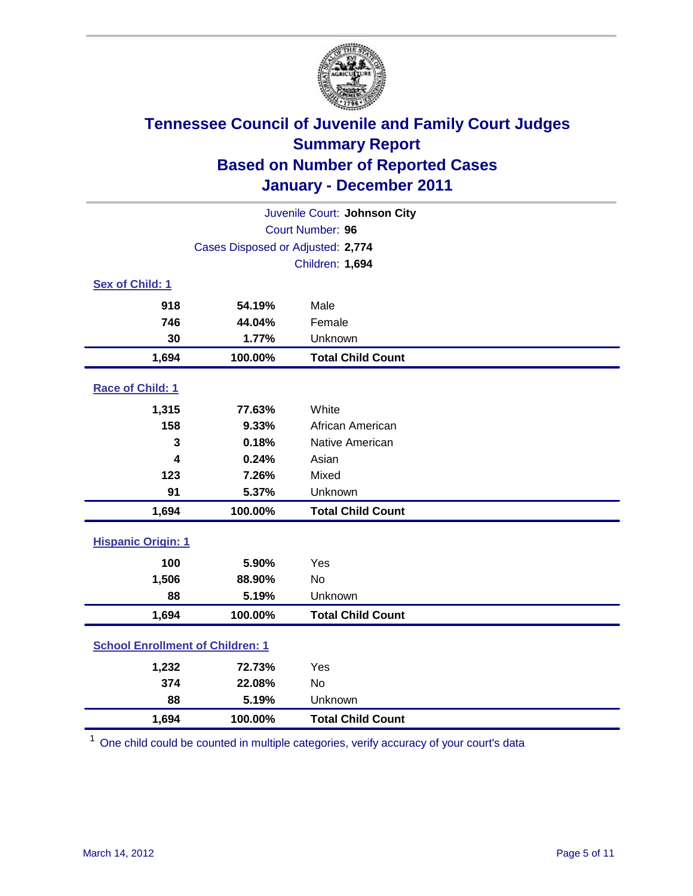# Tennessee Council of Juvenile and Family Court Judges
## Summary Report
## Based on Number of Reported Cases
## January - December 2011

Juvenile Court: **Johnson City**
Court Number: **96**
Cases Disposed or Adjusted: **2,774**
Children: **1,694**

### Sex of Child: 1

| | | |
|---|---|---|
| 918 | 54.19% | Male |
| 746 | 44.04% | Female |
| 30 | 1.77% | Unknown |
| **1,694** | **100.00%** | **Total Child Count** |

### Race of Child: 1

| | | |
|---|---|---|
| 1,315 | 77.63% | White |
| 158 | 9.33% | African American |
| 3 | 0.18% | Native American |
| 4 | 0.24% | Asian |
| 123 | 7.26% | Mixed |
| 91 | 5.37% | Unknown |
| **1,694** | **100.00%** | **Total Child Count** |

### Hispanic Origin: 1

| | | |
|---|---|---|
| 100 | 5.90% | Yes |
| 1,506 | 88.90% | No |
| 88 | 5.19% | Unknown |
| **1,694** | **100.00%** | **Total Child Count** |

### School Enrollment of Children: 1

| | | |
|---|---|---|
| 1,232 | 72.73% | Yes |
| 374 | 22.08% | No |
| 88 | 5.19% | Unknown |
| **1,694** | **100.00%** | **Total Child Count** |

[1] One child could be counted in multiple categories, verify accuracy of your court's data

March 14, 2012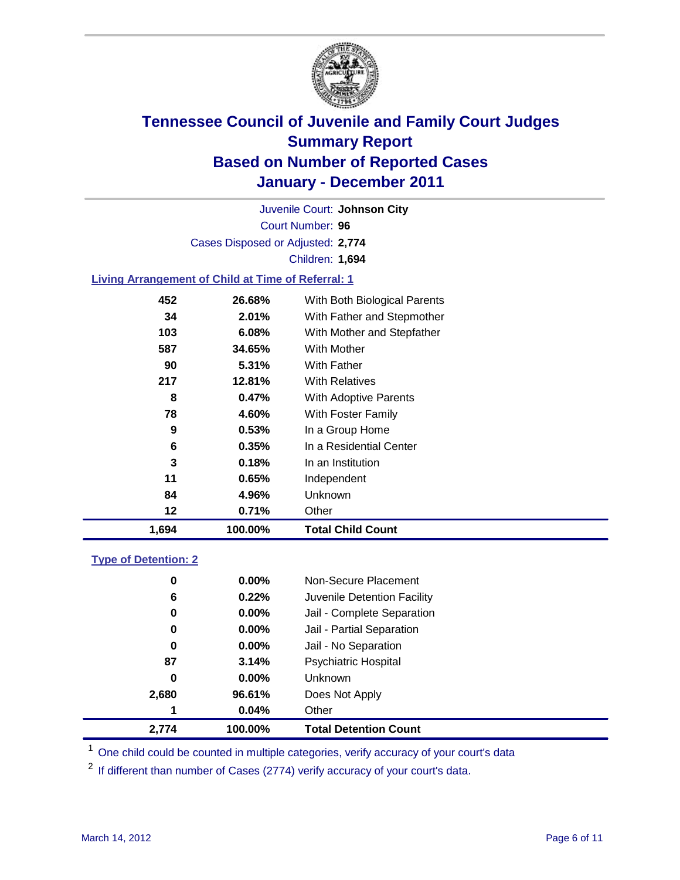# Tennessee Council of Juvenile and Family Court Judges
## Summary Report
## Based on Number of Reported Cases
## January - December 2011

Juvenile Court: **Johnson City**

Court Number: **96**

Cases Disposed or Adjusted: **2,774**

Children: **1,694**

### Living Arrangement of Child at Time of Referral: 1

| Count | Percent | Category |
|---|---|---|
| 452 | 26.68% | With Both Biological Parents |
| 34 | 2.01% | With Father and Stepmother |
| 103 | 6.08% | With Mother and Stepfather |
| 587 | 34.65% | With Mother |
| 90 | 5.31% | With Father |
| 217 | 12.81% | With Relatives |
| 8 | 0.47% | With Adoptive Parents |
| 78 | 4.60% | With Foster Family |
| 9 | 0.53% | In a Group Home |
| 6 | 0.35% | In a Residential Center |
| 3 | 0.18% | In an Institution |
| 11 | 0.65% | Independent |
| 84 | 4.96% | Unknown |
| 12 | 0.71% | Other |
| **1,694** | **100.00%** | **Total Child Count** |

### Type of Detention: 2

| Count | Percent | Category |
|---|---|---|
| 0 | 0.00% | Non-Secure Placement |
| 6 | 0.22% | Juvenile Detention Facility |
| 0 | 0.00% | Jail - Complete Separation |
| 0 | 0.00% | Jail - Partial Separation |
| 0 | 0.00% | Jail - No Separation |
| 87 | 3.14% | Psychiatric Hospital |
| 0 | 0.00% | Unknown |
| 2,680 | 96.61% | Does Not Apply |
| 1 | 0.04% | Other |
| **2,774** | **100.00%** | **Total Detention Count** |

[1] One child could be counted in multiple categories, verify accuracy of your court's data

[2] If different than number of Cases (2774) verify accuracy of your court's data.

March 14, 2012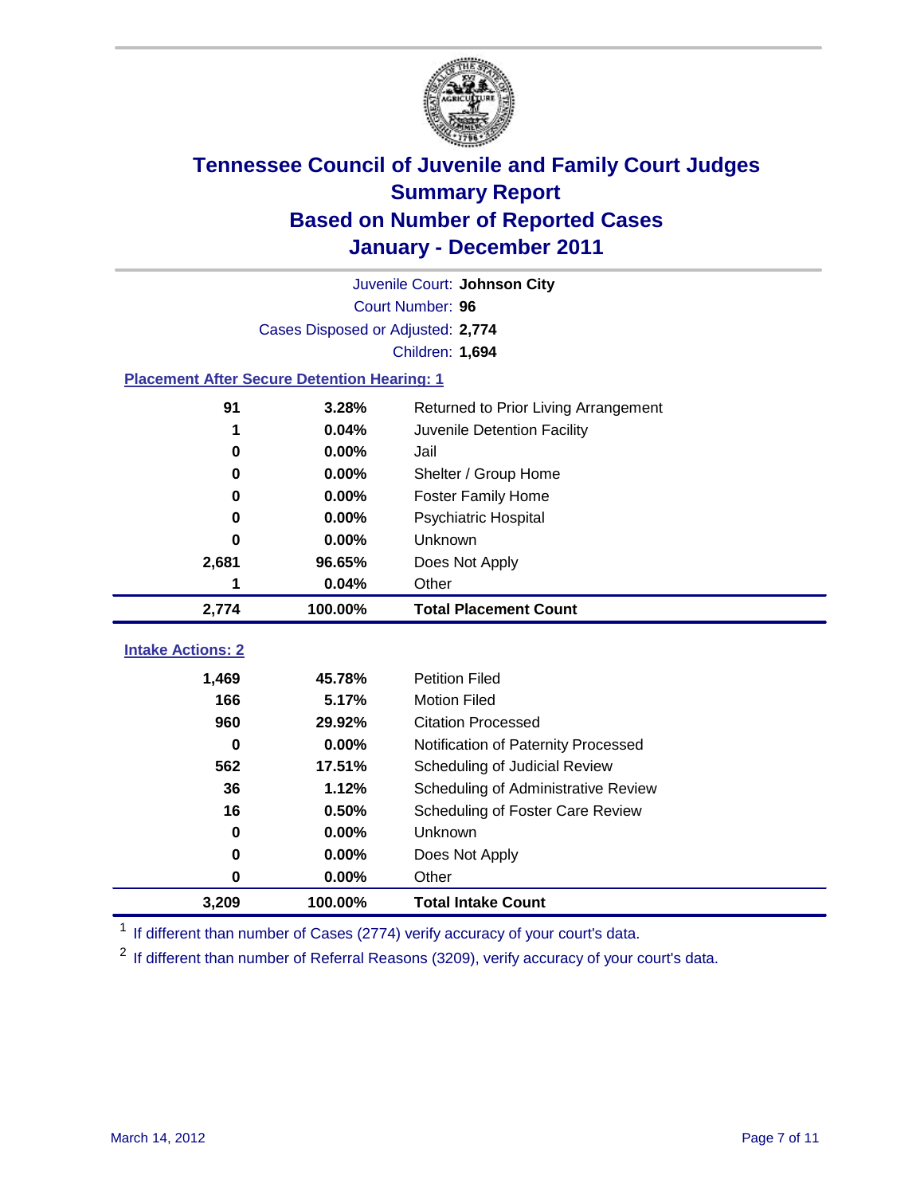# Tennessee Council of Juvenile and Family Court Judges
## Summary Report
## Based on Number of Reported Cases
## January - December 2011

Juvenile Court: **Johnson City**
Court Number: **96**
Cases Disposed or Adjusted: **2,774**
Children: **1,694**

### Placement After Secure Detention Hearing: 1

| | | |
|---|---|---|
| 91 | 3.28% | Returned to Prior Living Arrangement |
| 1 | 0.04% | Juvenile Detention Facility |
| 0 | 0.00% | Jail |
| 0 | 0.00% | Shelter / Group Home |
| 0 | 0.00% | Foster Family Home |
| 0 | 0.00% | Psychiatric Hospital |
| 0 | 0.00% | Unknown |
| 2,681 | 96.65% | Does Not Apply |
| 1 | 0.04% | Other |
| **2,774** | **100.00%** | **Total Placement Count** |

### Intake Actions: 2

| | | |
|---|---|---|
| 1,469 | 45.78% | Petition Filed |
| 166 | 5.17% | Motion Filed |
| 960 | 29.92% | Citation Processed |
| 0 | 0.00% | Notification of Paternity Processed |
| 562 | 17.51% | Scheduling of Judicial Review |
| 36 | 1.12% | Scheduling of Administrative Review |
| 16 | 0.50% | Scheduling of Foster Care Review |
| 0 | 0.00% | Unknown |
| 0 | 0.00% | Does Not Apply |
| 0 | 0.00% | Other |
| **3,209** | **100.00%** | **Total Intake Count** |

[1] If different than number of Cases (2774) verify accuracy of your court's data.

[2] If different than number of Referral Reasons (3209), verify accuracy of your court's data.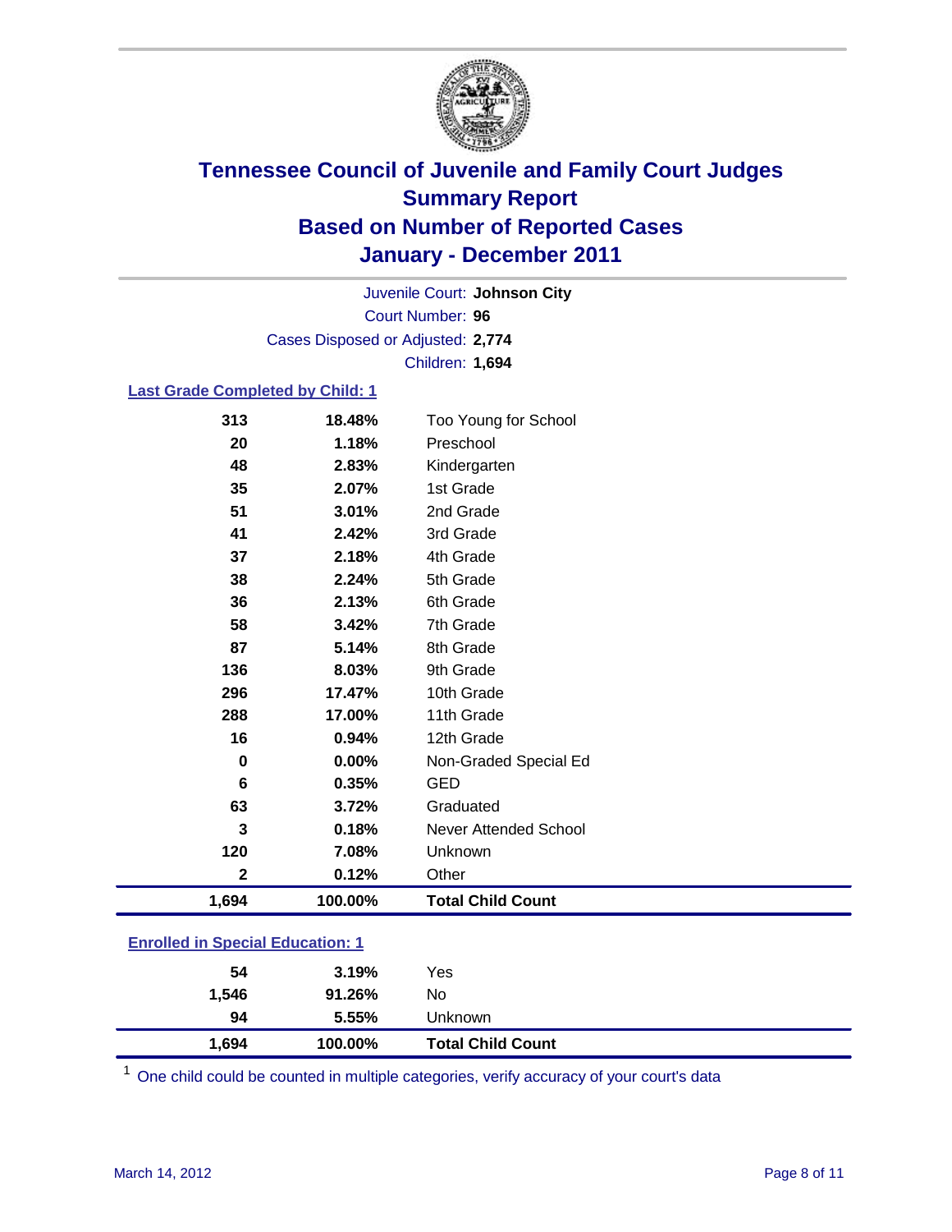# Tennessee Council of Juvenile and Family Court Judges
## Summary Report
## Based on Number of Reported Cases
## January - December 2011

Juvenile Court: **Johnson City**
Court Number: **96**
Cases Disposed or Adjusted: **2,774**
Children: **1,694**

### Last Grade Completed by Child: 1

| | | |
|---|---|---|
| 313 | 18.48% | Too Young for School |
| 20 | 1.18% | Preschool |
| 48 | 2.83% | Kindergarten |
| 35 | 2.07% | 1st Grade |
| 51 | 3.01% | 2nd Grade |
| 41 | 2.42% | 3rd Grade |
| 37 | 2.18% | 4th Grade |
| 38 | 2.24% | 5th Grade |
| 36 | 2.13% | 6th Grade |
| 58 | 3.42% | 7th Grade |
| 87 | 5.14% | 8th Grade |
| 136 | 8.03% | 9th Grade |
| 296 | 17.47% | 10th Grade |
| 288 | 17.00% | 11th Grade |
| 16 | 0.94% | 12th Grade |
| 0 | 0.00% | Non-Graded Special Ed |
| 6 | 0.35% | GED |
| 63 | 3.72% | Graduated |
| 3 | 0.18% | Never Attended School |
| 120 | 7.08% | Unknown |
| 2 | 0.12% | Other |
| **1,694** | **100.00%** | **Total Child Count** |

### Enrolled in Special Education: 1

| | | |
|---|---|---|
| 54 | 3.19% | Yes |
| 1,546 | 91.26% | No |
| 94 | 5.55% | Unknown |
| **1,694** | **100.00%** | **Total Child Count** |

[1] One child could be counted in multiple categories, verify accuracy of your court's data

March 14, 2012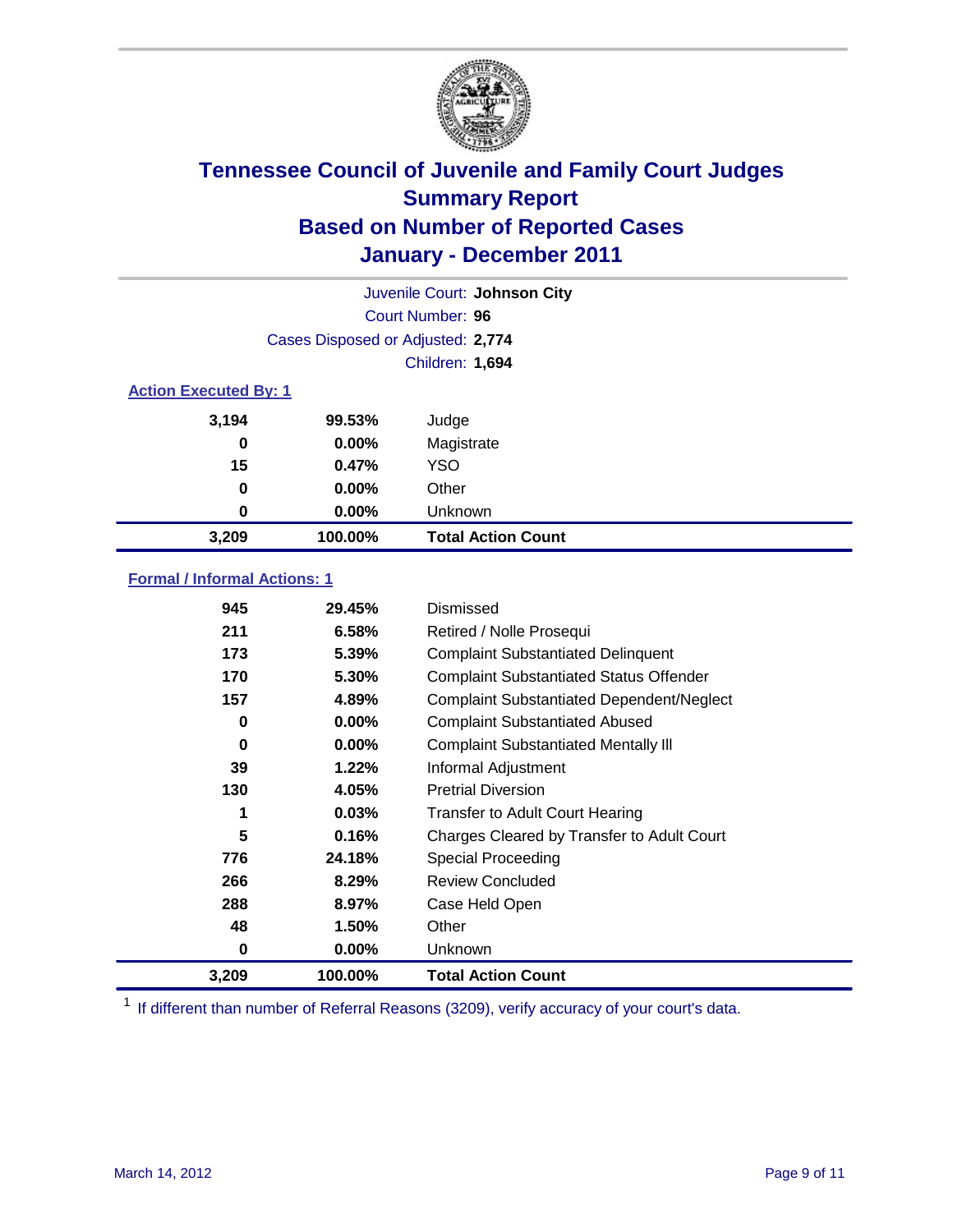# Tennessee Council of Juvenile and Family Court Judges
## Summary Report
## Based on Number of Reported Cases
## January - December 2011

Juvenile Court: **Johnson City**

Court Number: **96**

Cases Disposed or Adjusted: **2,774**

Children: **1,694**

### Action Executed By: 1

| | | |
|---|---|---|
| 3,194 | 99.53% | Judge |
| 0 | 0.00% | Magistrate |
| 15 | 0.47% | YSO |
| 0 | 0.00% | Other |
| 0 | 0.00% | Unknown |
| **3,209** | **100.00%** | **Total Action Count** |

### Formal / Informal Actions: 1

| | | |
|---|---|---|
| 945 | 29.45% | Dismissed |
| 211 | 6.58% | Retired / Nolle Prosequi |
| 173 | 5.39% | Complaint Substantiated Delinquent |
| 170 | 5.30% | Complaint Substantiated Status Offender |
| 157 | 4.89% | Complaint Substantiated Dependent/Neglect |
| 0 | 0.00% | Complaint Substantiated Abused |
| 0 | 0.00% | Complaint Substantiated Mentally Ill |
| 39 | 1.22% | Informal Adjustment |
| 130 | 4.05% | Pretrial Diversion |
| 1 | 0.03% | Transfer to Adult Court Hearing |
| 5 | 0.16% | Charges Cleared by Transfer to Adult Court |
| 776 | 24.18% | Special Proceeding |
| 266 | 8.29% | Review Concluded |
| 288 | 8.97% | Case Held Open |
| 48 | 1.50% | Other |
| 0 | 0.00% | Unknown |
| **3,209** | **100.00%** | **Total Action Count** |

[1] If different than number of Referral Reasons (3209), verify accuracy of your court's data.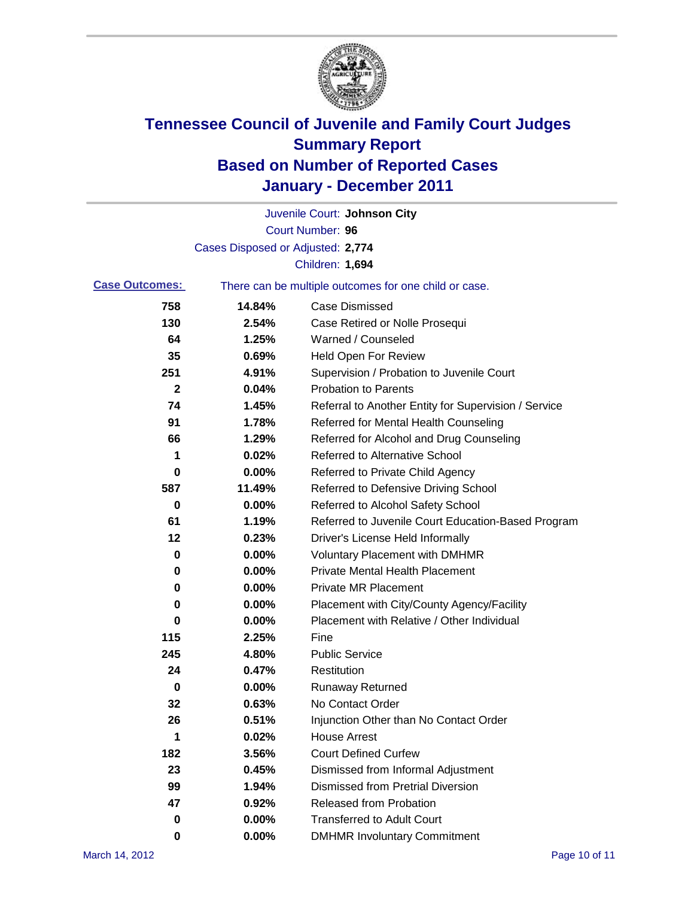# Tennessee Council of Juvenile and Family Court Judges
## Summary Report
## Based on Number of Reported Cases
## January - December 2011

Juvenile Court: **Johnson City**
Court Number: **96**
Cases Disposed or Adjusted: **2,774**
Children: **1,694**

**Case Outcomes:** There can be multiple outcomes for one child or case.

| | | |
|---|---|---|
| 758 | 14.84% | Case Dismissed |
| 130 | 2.54% | Case Retired or Nolle Prosequi |
| 64 | 1.25% | Warned / Counseled |
| 35 | 0.69% | Held Open For Review |
| 251 | 4.91% | Supervision / Probation to Juvenile Court |
| 2 | 0.04% | Probation to Parents |
| 74 | 1.45% | Referral to Another Entity for Supervision / Service |
| 91 | 1.78% | Referred for Mental Health Counseling |
| 66 | 1.29% | Referred for Alcohol and Drug Counseling |
| 1 | 0.02% | Referred to Alternative School |
| 0 | 0.00% | Referred to Private Child Agency |
| 587 | 11.49% | Referred to Defensive Driving School |
| 0 | 0.00% | Referred to Alcohol Safety School |
| 61 | 1.19% | Referred to Juvenile Court Education-Based Program |
| 12 | 0.23% | Driver's License Held Informally |
| 0 | 0.00% | Voluntary Placement with DMHMR |
| 0 | 0.00% | Private Mental Health Placement |
| 0 | 0.00% | Private MR Placement |
| 0 | 0.00% | Placement with City/County Agency/Facility |
| 0 | 0.00% | Placement with Relative / Other Individual |
| 115 | 2.25% | Fine |
| 245 | 4.80% | Public Service |
| 24 | 0.47% | Restitution |
| 0 | 0.00% | Runaway Returned |
| 32 | 0.63% | No Contact Order |
| 26 | 0.51% | Injunction Other than No Contact Order |
| 1 | 0.02% | House Arrest |
| 182 | 3.56% | Court Defined Curfew |
| 23 | 0.45% | Dismissed from Informal Adjustment |
| 99 | 1.94% | Dismissed from Pretrial Diversion |
| 47 | 0.92% | Released from Probation |
| 0 | 0.00% | Transferred to Adult Court |
| 0 | 0.00% | DMHMR Involuntary Commitment |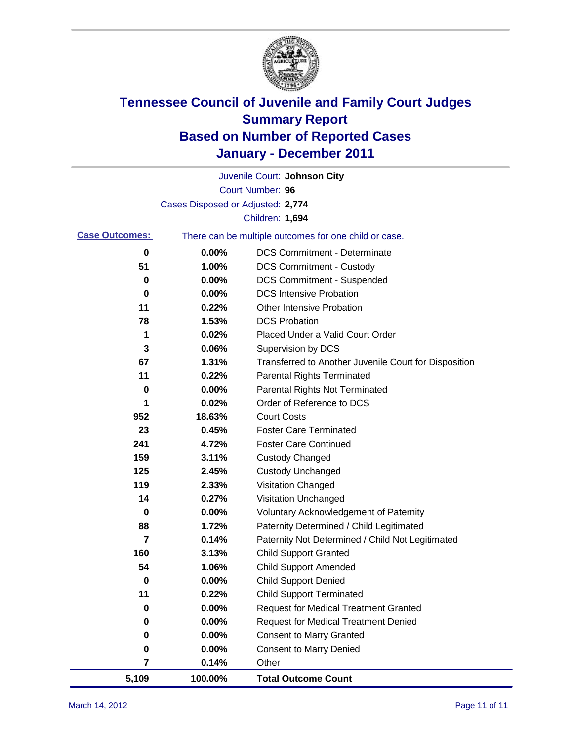# Tennessee Council of Juvenile and Family Court Judges
## Summary Report
## Based on Number of Reported Cases
## January - December 2011

Juvenile Court: **Johnson City**

Court Number: **96**

Cases Disposed or Adjusted: **2,774**

Children: **1,694**

**Case Outcomes:** There can be multiple outcomes for one child or case.

| | | |
|---|---|---|
| 0 | 0.00% | DCS Commitment - Determinate |
| 51 | 1.00% | DCS Commitment - Custody |
| 0 | 0.00% | DCS Commitment - Suspended |
| 0 | 0.00% | DCS Intensive Probation |
| 11 | 0.22% | Other Intensive Probation |
| 78 | 1.53% | DCS Probation |
| 1 | 0.02% | Placed Under a Valid Court Order |
| 3 | 0.06% | Supervision by DCS |
| 67 | 1.31% | Transferred to Another Juvenile Court for Disposition |
| 11 | 0.22% | Parental Rights Terminated |
| 0 | 0.00% | Parental Rights Not Terminated |
| 1 | 0.02% | Order of Reference to DCS |
| 952 | 18.63% | Court Costs |
| 23 | 0.45% | Foster Care Terminated |
| 241 | 4.72% | Foster Care Continued |
| 159 | 3.11% | Custody Changed |
| 125 | 2.45% | Custody Unchanged |
| 119 | 2.33% | Visitation Changed |
| 14 | 0.27% | Visitation Unchanged |
| 0 | 0.00% | Voluntary Acknowledgement of Paternity |
| 88 | 1.72% | Paternity Determined / Child Legitimated |
| 7 | 0.14% | Paternity Not Determined / Child Not Legitimated |
| 160 | 3.13% | Child Support Granted |
| 54 | 1.06% | Child Support Amended |
| 0 | 0.00% | Child Support Denied |
| 11 | 0.22% | Child Support Terminated |
| 0 | 0.00% | Request for Medical Treatment Granted |
| 0 | 0.00% | Request for Medical Treatment Denied |
| 0 | 0.00% | Consent to Marry Granted |
| 0 | 0.00% | Consent to Marry Denied |
| 7 | 0.14% | Other |
| **5,109** | **100.00%** | **Total Outcome Count** |

March 14, 2012